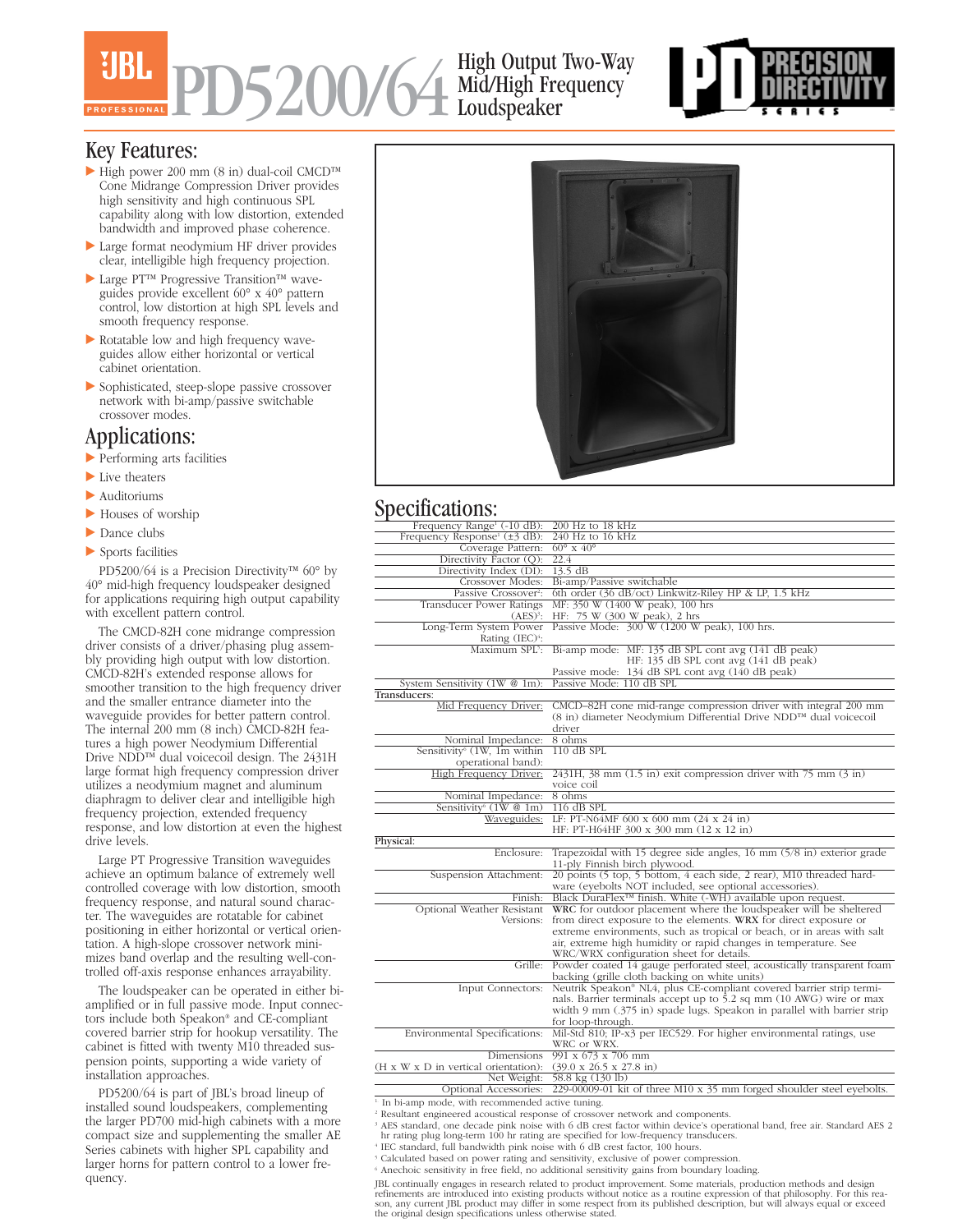# PD5200/64 High Output Two-Way Mid/High Frequency Loudspeaker

## Key Features:

- High power 200 mm (8 in) dual-coil CMCD™ Cone Midrange Compression Driver provides high sensitivity and high continuous SPL capability along with low distortion, extended bandwidth and improved phase coherence.
- Large format neodymium HF driver provides clear, intelligible high frequency projection.
- Large PT™ Progressive Transition™ waveguides provide excellent 60° x 40° pattern control, low distortion at high SPL levels and smooth frequency response.
- Rotatable low and high frequency waveguides allow either horizontal or vertical cabinet orientation.
- Sophisticated, steep-slope passive crossover network with bi-amp/passive switchable crossover modes.

## Applications:

- Performing arts facilities
- Live theaters
- Auditoriums
- Houses of worship
- Dance clubs
- Sports facilities

PD5200/64 is a Precision Directivity™ 60° by 40° mid-high frequency loudspeaker designed for applications requiring high output capability with excellent pattern control.

The CMCD-82H cone midrange compression driver consists of a driver/phasing plug assembly providing high output with low distortion. CMCD-82H's extended response allows for smoother transition to the high frequency driver and the smaller entrance diameter into the waveguide provides for better pattern control. The internal 200 mm (8 inch) CMCD-82H features a high power Neodymium Differential Drive NDD™ dual voicecoil design. The 2431H large format high frequency compression driver utilizes a neodymium magnet and aluminum diaphragm to deliver clear and intelligible high frequency projection, extended frequency response, and low distortion at even the highest drive levels.

Large PT Progressive Transition waveguides achieve an optimum balance of extremely well controlled coverage with low distortion, smooth frequency response, and natural sound character. The waveguides are rotatable for cabinet positioning in either horizontal or vertical orientation. A high-slope crossover network minimizes band overlap and the resulting well-controlled off-axis response enhances arrayability.

The loudspeaker can be operated in either bi-amplified or in full passive mode. Input connectors include both Speakon® and CE-compliant covered barrier strip for hookup versatility. The cabinet is fitted with twenty M10 threaded suspension points, supporting a wide variety of installation approaches.

PD5200/64 is part of JBL's broad lineup of installed sound loudspeakers, complementing the larger PD700 mid-high cabinets with a more compact size and supplementing the smaller AE Series cabinets with higher SPL capability and larger horns for pattern control to a lower frequency.

## Specifications:

| | |
|---|---|
| Frequency Range[1] (-10 dB): | 200 Hz to 18 kHz |
| Frequency Response[1] (±3 dB): | 240 Hz to 16 kHz |
| Coverage Pattern: | 60° x 40° |
| Directivity Factor (Q): | 22.4 |
| Directivity Index (DI): | 13.5 dB |
| Crossover Modes: | Bi-amp/Passive switchable |
| Passive Crossover[2]: | 6th order (36 dB/oct) Linkwitz-Riley HP & LP, 1.5 kHz |
| Transducer Power Ratings (AES)[3]: | MF: 350 W (1400 W peak), 100 hrs<br>HF: 75 W (300 W peak), 2 hrs |
| Long-Term System Power Rating (IEC)[4]: | Passive Mode: 300 W (1200 W peak), 100 hrs. |
| Maximum SPL[5]: | Bi-amp mode: MF: 135 dB SPL cont avg (141 dB peak)<br>HF: 135 dB SPL cont avg (141 dB peak)<br>Passive mode: 134 dB SPL cont avg (140 dB peak) |
| System Sensitivity (1W @ 1m): | Passive Mode: 110 dB SPL |
| **Transducers:** | |
| Mid Frequency Driver: | CMCD–82H cone mid-range compression driver with integral 200 mm (8 in) diameter Neodymium Differential Drive NDD™ dual voicecoil driver |
| Nominal Impedance: | 8 ohms |
| Sensitivity[6] (1W, 1m within operational band): | 110 dB SPL |
| High Frequency Driver: | 2431H, 38 mm (1.5 in) exit compression driver with 75 mm (3 in) voice coil |
| Nominal Impedance: | 8 ohms |
| Sensitivity[6] (1W @ 1m): | 116 dB SPL |
| Waveguides: | LF: PT-N64MF 600 x 600 mm (24 x 24 in)<br>HF: PT-H64HF 300 x 300 mm (12 x 12 in) |
| **Physical:** | |
| Enclosure: | Trapezoidal with 15 degree side angles, 16 mm (5/8 in) exterior grade 11-ply Finnish birch plywood. |
| Suspension Attachment: | 20 points (5 top, 5 bottom, 4 each side, 2 rear), M10 threaded hardware (eyebolts NOT included, see optional accessories). |
| Finish: | Black DuraFlex™ finish. White (-WH) available upon request. |
| Optional Weather Resistant Versions: | **WRC** for outdoor placement where the loudspeaker will be sheltered from direct exposure to the elements. **WRX** for direct exposure or extreme environments, such as tropical or beach, or in areas with salt air, extreme high humidity or rapid changes in temperature. See WRC/WRX configuration sheet for details. |
| Grille: | Powder coated 14 gauge perforated steel, acoustically transparent foam backing (grille cloth backing on white units) |
| Input Connectors: | Neutrik Speakon® NL4, plus CE-compliant covered barrier strip terminals. Barrier terminals accept up to 5.2 sq mm (10 AWG) wire or max width 9 mm (.375 in) spade lugs. Speakon in parallel with barrier strip for loop-through. |
| Environmental Specifications: | Mil-Std 810; IP-x3 per IEC529. For higher environmental ratings, use WRC or WRX. |
| Dimensions (H x W x D in vertical orientation): | 991 x 673 x 706 mm<br>(39.0 x 26.5 x 27.8 in) |
| Net Weight: | 58.8 kg (130 lb) |
| Optional Accessories: | 229-00009-01 kit of three M10 x 35 mm forged shoulder steel eyebolts. |

[1] In bi-amp mode, with recommended active tuning.
[2] Resultant engineered acoustical response of crossover network and components.
[3] AES standard, one decade pink noise with 6 dB crest factor within device's operational band, free air. Standard AES 2 hr rating plug long-term 100 hr rating are specified for low-frequency transducers.
[4] IEC standard, full bandwidth pink noise with 6 dB crest factor, 100 hours.
[5] Calculated based on power rating and sensitivity, exclusive of power compression.
[6] Anechoic sensitivity in free field, no additional sensitivity gains from boundary loading.

JBL continually engages in research related to product improvement. Some materials, production methods and design refinements are introduced into existing products without notice as a routine expression of that philosophy. For this reason, any current JBL product may differ in some respect from its published description, but will always equal or exceed the original design specifications unless otherwise stated.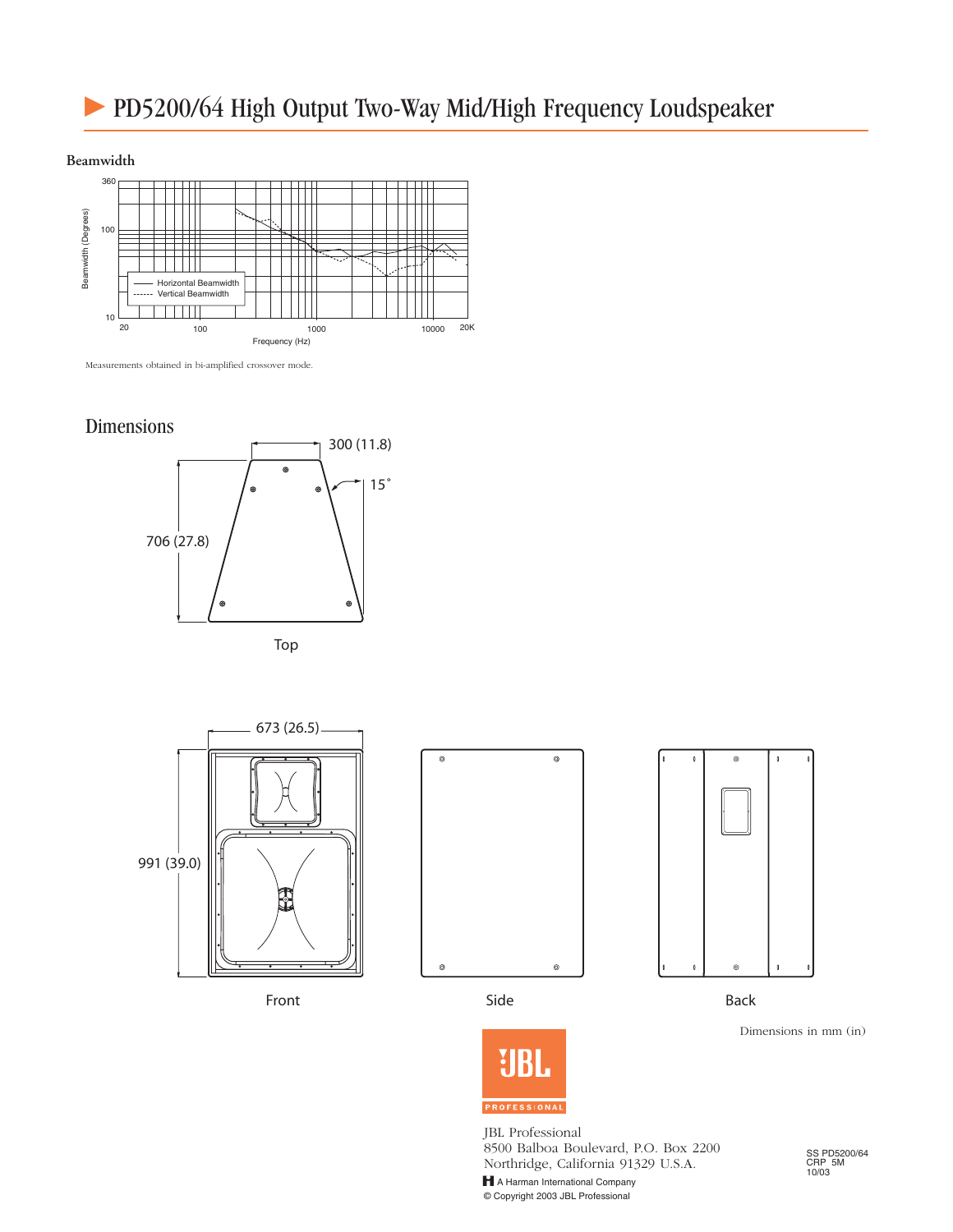# PD5200/64 High Output Two-Way Mid/High Frequency Loudspeaker

### Beamwidth

360
100
10
Beamwidth (Degrees)
20
100
1000
10000
20K
Frequency (Hz)
Horizontal Beamwidth
Vertical Beamwidth

Measurements obtained in bi-amplified crossover mode.

## Dimensions

300 (11.8)
15°
706 (27.8)

Top

673 (26.5)
991 (39.0)

Front

Side

Back

Dimensions in mm (in)

JBL PROFESSIONAL

JBL Professional
8500 Balboa Boulevard, P.O. Box 2200
Northridge, California 91329 U.S.A.

A Harman International Company
© Copyright 2003 JBL Professional

SS PD5200/64
CRP 5M
10/03